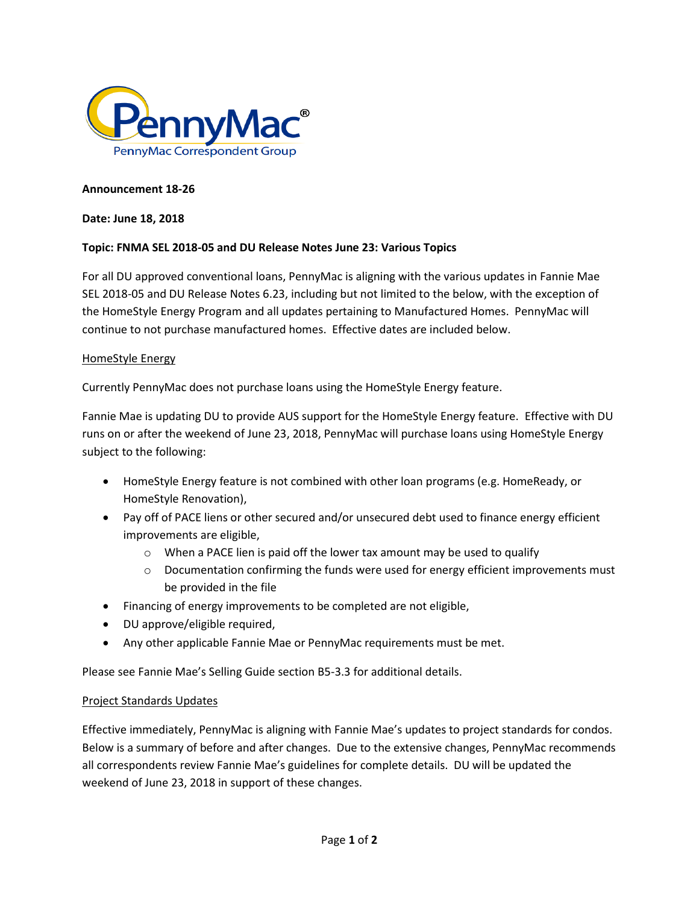PennyMac
PennyMac Correspondent Group

**Announcement 18-26**

**Date: June 18, 2018**

**Topic: FNMA SEL 2018-05 and DU Release Notes June 23: Various Topics**

For all DU approved conventional loans, PennyMac is aligning with the various updates in Fannie Mae SEL 2018-05 and DU Release Notes 6.23, including but not limited to the below, with the exception of the HomeStyle Energy Program and all updates pertaining to Manufactured Homes. PennyMac will continue to not purchase manufactured homes. Effective dates are included below.

<u>HomeStyle Energy</u>

Currently PennyMac does not purchase loans using the HomeStyle Energy feature.

Fannie Mae is updating DU to provide AUS support for the HomeStyle Energy feature. Effective with DU runs on or after the weekend of June 23, 2018, PennyMac will purchase loans using HomeStyle Energy subject to the following:

- HomeStyle Energy feature is not combined with other loan programs (e.g. HomeReady, or HomeStyle Renovation),
- Pay off of PACE liens or other secured and/or unsecured debt used to finance energy efficient improvements are eligible,
  - When a PACE lien is paid off the lower tax amount may be used to qualify
  - Documentation confirming the funds were used for energy efficient improvements must be provided in the file
- Financing of energy improvements to be completed are not eligible,
- DU approve/eligible required,
- Any other applicable Fannie Mae or PennyMac requirements must be met.

Please see Fannie Mae's Selling Guide section B5-3.3 for additional details.

<u>Project Standards Updates</u>

Effective immediately, PennyMac is aligning with Fannie Mae's updates to project standards for condos. Below is a summary of before and after changes. Due to the extensive changes, PennyMac recommends all correspondents review Fannie Mae's guidelines for complete details. DU will be updated the weekend of June 23, 2018 in support of these changes.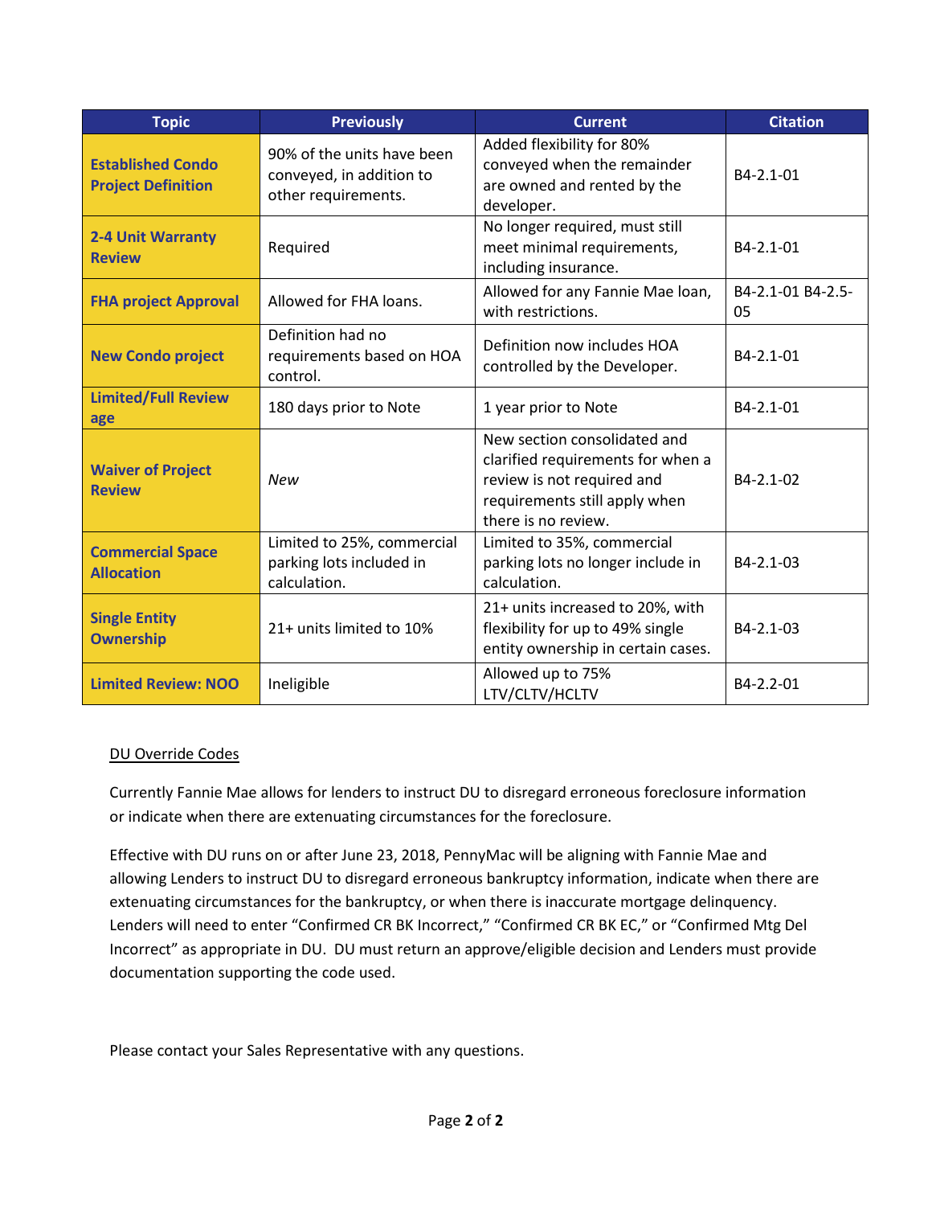| Topic | Previously | Current | Citation |
|---|---|---|---|
| **Established Condo Project Definition** | 90% of the units have been conveyed, in addition to other requirements. | Added flexibility for 80% conveyed when the remainder are owned and rented by the developer. | B4-2.1-01 |
| **2-4 Unit Warranty Review** | Required | No longer required, must still meet minimal requirements, including insurance. | B4-2.1-01 |
| **FHA project Approval** | Allowed for FHA loans. | Allowed for any Fannie Mae loan, with restrictions. | B4-2.1-01 B4-2.5-05 |
| **New Condo project** | Definition had no requirements based on HOA control. | Definition now includes HOA controlled by the Developer. | B4-2.1-01 |
| **Limited/Full Review age** | 180 days prior to Note | 1 year prior to Note | B4-2.1-01 |
| **Waiver of Project Review** | *New* | New section consolidated and clarified requirements for when a review is not required and requirements still apply when there is no review. | B4-2.1-02 |
| **Commercial Space Allocation** | Limited to 25%, commercial parking lots included in calculation. | Limited to 35%, commercial parking lots no longer include in calculation. | B4-2.1-03 |
| **Single Entity Ownership** | 21+ units limited to 10% | 21+ units increased to 20%, with flexibility for up to 49% single entity ownership in certain cases. | B4-2.1-03 |
| **Limited Review: NOO** | Ineligible | Allowed up to 75% LTV/CLTV/HCLTV | B4-2.2-01 |

<u>DU Override Codes</u>

Currently Fannie Mae allows for lenders to instruct DU to disregard erroneous foreclosure information or indicate when there are extenuating circumstances for the foreclosure.

Effective with DU runs on or after June 23, 2018, PennyMac will be aligning with Fannie Mae and allowing Lenders to instruct DU to disregard erroneous bankruptcy information, indicate when there are extenuating circumstances for the bankruptcy, or when there is inaccurate mortgage delinquency. Lenders will need to enter "Confirmed CR BK Incorrect," "Confirmed CR BK EC," or "Confirmed Mtg Del Incorrect" as appropriate in DU. DU must return an approve/eligible decision and Lenders must provide documentation supporting the code used.

Please contact your Sales Representative with any questions.